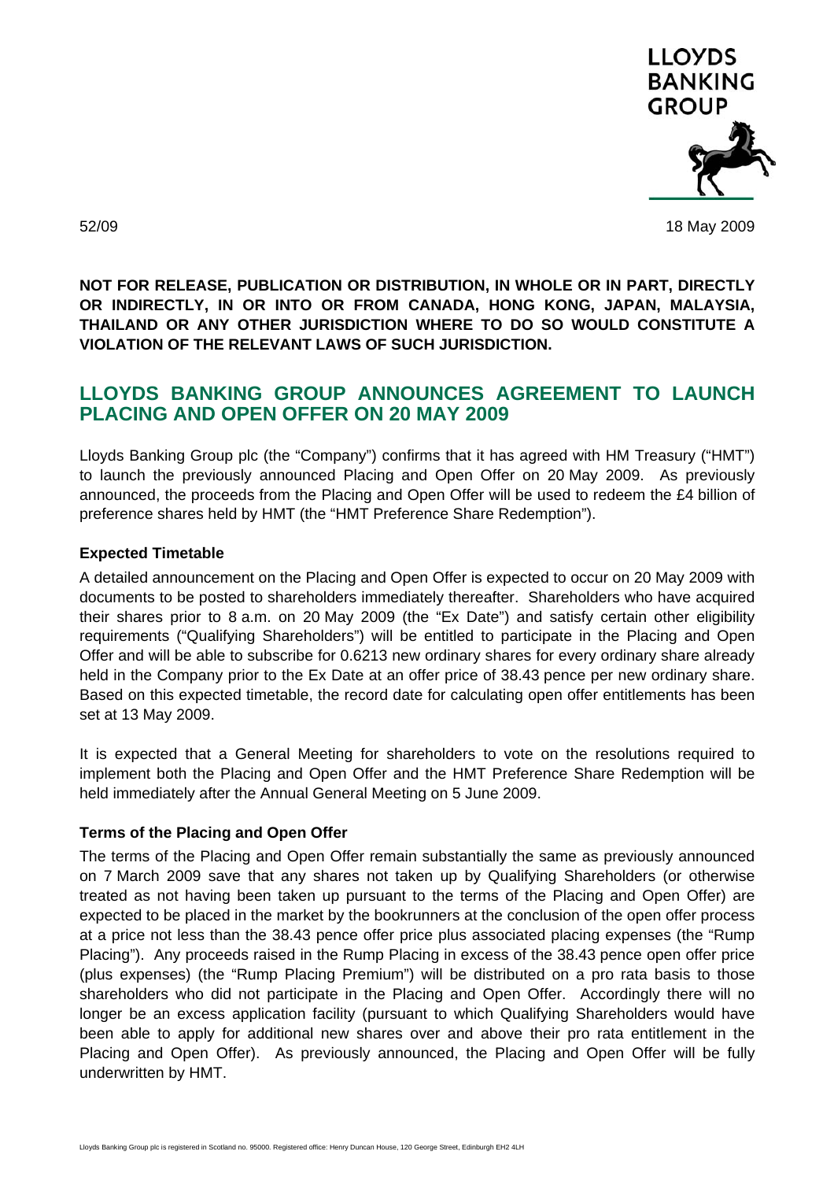LLOYDS BANKING GROUP

52/09

18 May 2009

**NOT FOR RELEASE, PUBLICATION OR DISTRIBUTION, IN WHOLE OR IN PART, DIRECTLY OR INDIRECTLY, IN OR INTO OR FROM CANADA, HONG KONG, JAPAN, MALAYSIA, THAILAND OR ANY OTHER JURISDICTION WHERE TO DO SO WOULD CONSTITUTE A VIOLATION OF THE RELEVANT LAWS OF SUCH JURISDICTION.**

# LLOYDS BANKING GROUP ANNOUNCES AGREEMENT TO LAUNCH PLACING AND OPEN OFFER ON 20 MAY 2009

Lloyds Banking Group plc (the "Company") confirms that it has agreed with HM Treasury ("HMT") to launch the previously announced Placing and Open Offer on 20 May 2009. As previously announced, the proceeds from the Placing and Open Offer will be used to redeem the £4 billion of preference shares held by HMT (the "HMT Preference Share Redemption").

### Expected Timetable

A detailed announcement on the Placing and Open Offer is expected to occur on 20 May 2009 with documents to be posted to shareholders immediately thereafter. Shareholders who have acquired their shares prior to 8 a.m. on 20 May 2009 (the "Ex Date") and satisfy certain other eligibility requirements ("Qualifying Shareholders") will be entitled to participate in the Placing and Open Offer and will be able to subscribe for 0.6213 new ordinary shares for every ordinary share already held in the Company prior to the Ex Date at an offer price of 38.43 pence per new ordinary share. Based on this expected timetable, the record date for calculating open offer entitlements has been set at 13 May 2009.

It is expected that a General Meeting for shareholders to vote on the resolutions required to implement both the Placing and Open Offer and the HMT Preference Share Redemption will be held immediately after the Annual General Meeting on 5 June 2009.

### Terms of the Placing and Open Offer

The terms of the Placing and Open Offer remain substantially the same as previously announced on 7 March 2009 save that any shares not taken up by Qualifying Shareholders (or otherwise treated as not having been taken up pursuant to the terms of the Placing and Open Offer) are expected to be placed in the market by the bookrunners at the conclusion of the open offer process at a price not less than the 38.43 pence offer price plus associated placing expenses (the "Rump Placing"). Any proceeds raised in the Rump Placing in excess of the 38.43 pence open offer price (plus expenses) (the "Rump Placing Premium") will be distributed on a pro rata basis to those shareholders who did not participate in the Placing and Open Offer. Accordingly there will no longer be an excess application facility (pursuant to which Qualifying Shareholders would have been able to apply for additional new shares over and above their pro rata entitlement in the Placing and Open Offer). As previously announced, the Placing and Open Offer will be fully underwritten by HMT.

Lloyds Banking Group plc is registered in Scotland no. 95000. Registered office: Henry Duncan House, 120 George Street, Edinburgh EH2 4LH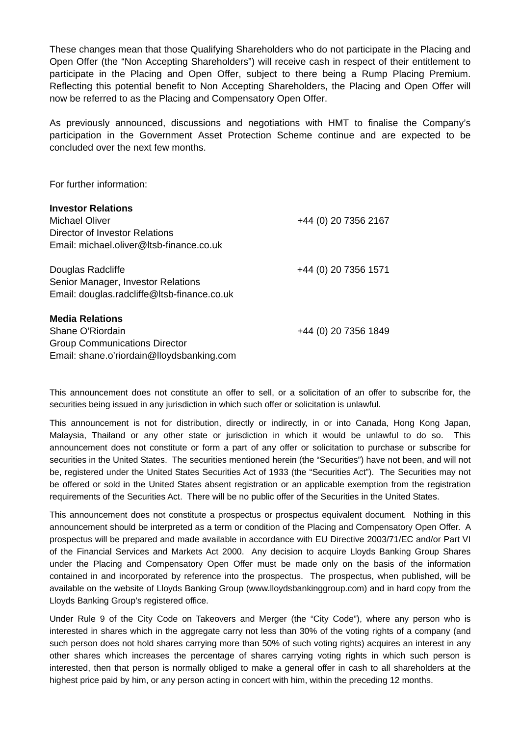These changes mean that those Qualifying Shareholders who do not participate in the Placing and Open Offer (the "Non Accepting Shareholders") will receive cash in respect of their entitlement to participate in the Placing and Open Offer, subject to there being a Rump Placing Premium. Reflecting this potential benefit to Non Accepting Shareholders, the Placing and Open Offer will now be referred to as the Placing and Compensatory Open Offer.

As previously announced, discussions and negotiations with HMT to finalise the Company's participation in the Government Asset Protection Scheme continue and are expected to be concluded over the next few months.

For further information:

**Investor Relations**
Michael Oliver +44 (0) 20 7356 2167
Director of Investor Relations
Email: michael.oliver@ltsb-finance.co.uk

Douglas Radcliffe +44 (0) 20 7356 1571
Senior Manager, Investor Relations
Email: douglas.radcliffe@ltsb-finance.co.uk

**Media Relations**
Shane O'Riordain +44 (0) 20 7356 1849
Group Communications Director
Email: shane.o'riordain@lloydsbanking.com

This announcement does not constitute an offer to sell, or a solicitation of an offer to subscribe for, the securities being issued in any jurisdiction in which such offer or solicitation is unlawful.

This announcement is not for distribution, directly or indirectly, in or into Canada, Hong Kong Japan, Malaysia, Thailand or any other state or jurisdiction in which it would be unlawful to do so. This announcement does not constitute or form a part of any offer or solicitation to purchase or subscribe for securities in the United States. The securities mentioned herein (the "Securities") have not been, and will not be, registered under the United States Securities Act of 1933 (the "Securities Act"). The Securities may not be offered or sold in the United States absent registration or an applicable exemption from the registration requirements of the Securities Act. There will be no public offer of the Securities in the United States.

This announcement does not constitute a prospectus or prospectus equivalent document. Nothing in this announcement should be interpreted as a term or condition of the Placing and Compensatory Open Offer. A prospectus will be prepared and made available in accordance with EU Directive 2003/71/EC and/or Part VI of the Financial Services and Markets Act 2000. Any decision to acquire Lloyds Banking Group Shares under the Placing and Compensatory Open Offer must be made only on the basis of the information contained in and incorporated by reference into the prospectus. The prospectus, when published, will be available on the website of Lloyds Banking Group (www.lloydsbankinggroup.com) and in hard copy from the Lloyds Banking Group's registered office.

Under Rule 9 of the City Code on Takeovers and Merger (the "City Code"), where any person who is interested in shares which in the aggregate carry not less than 30% of the voting rights of a company (and such person does not hold shares carrying more than 50% of such voting rights) acquires an interest in any other shares which increases the percentage of shares carrying voting rights in which such person is interested, then that person is normally obliged to make a general offer in cash to all shareholders at the highest price paid by him, or any person acting in concert with him, within the preceding 12 months.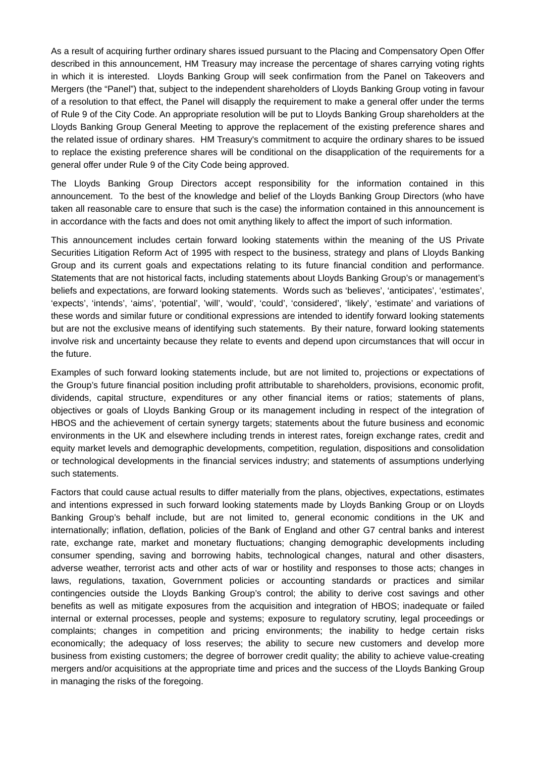As a result of acquiring further ordinary shares issued pursuant to the Placing and Compensatory Open Offer described in this announcement, HM Treasury may increase the percentage of shares carrying voting rights in which it is interested. Lloyds Banking Group will seek confirmation from the Panel on Takeovers and Mergers (the "Panel") that, subject to the independent shareholders of Lloyds Banking Group voting in favour of a resolution to that effect, the Panel will disapply the requirement to make a general offer under the terms of Rule 9 of the City Code. An appropriate resolution will be put to Lloyds Banking Group shareholders at the Lloyds Banking Group General Meeting to approve the replacement of the existing preference shares and the related issue of ordinary shares. HM Treasury's commitment to acquire the ordinary shares to be issued to replace the existing preference shares will be conditional on the disapplication of the requirements for a general offer under Rule 9 of the City Code being approved.

The Lloyds Banking Group Directors accept responsibility for the information contained in this announcement. To the best of the knowledge and belief of the Lloyds Banking Group Directors (who have taken all reasonable care to ensure that such is the case) the information contained in this announcement is in accordance with the facts and does not omit anything likely to affect the import of such information.

This announcement includes certain forward looking statements within the meaning of the US Private Securities Litigation Reform Act of 1995 with respect to the business, strategy and plans of Lloyds Banking Group and its current goals and expectations relating to its future financial condition and performance. Statements that are not historical facts, including statements about Lloyds Banking Group's or management's beliefs and expectations, are forward looking statements. Words such as 'believes', 'anticipates', 'estimates', 'expects', 'intends', 'aims', 'potential', 'will', 'would', 'could', 'considered', 'likely', 'estimate' and variations of these words and similar future or conditional expressions are intended to identify forward looking statements but are not the exclusive means of identifying such statements. By their nature, forward looking statements involve risk and uncertainty because they relate to events and depend upon circumstances that will occur in the future.

Examples of such forward looking statements include, but are not limited to, projections or expectations of the Group's future financial position including profit attributable to shareholders, provisions, economic profit, dividends, capital structure, expenditures or any other financial items or ratios; statements of plans, objectives or goals of Lloyds Banking Group or its management including in respect of the integration of HBOS and the achievement of certain synergy targets; statements about the future business and economic environments in the UK and elsewhere including trends in interest rates, foreign exchange rates, credit and equity market levels and demographic developments, competition, regulation, dispositions and consolidation or technological developments in the financial services industry; and statements of assumptions underlying such statements.

Factors that could cause actual results to differ materially from the plans, objectives, expectations, estimates and intentions expressed in such forward looking statements made by Lloyds Banking Group or on Lloyds Banking Group's behalf include, but are not limited to, general economic conditions in the UK and internationally; inflation, deflation, policies of the Bank of England and other G7 central banks and interest rate, exchange rate, market and monetary fluctuations; changing demographic developments including consumer spending, saving and borrowing habits, technological changes, natural and other disasters, adverse weather, terrorist acts and other acts of war or hostility and responses to those acts; changes in laws, regulations, taxation, Government policies or accounting standards or practices and similar contingencies outside the Lloyds Banking Group's control; the ability to derive cost savings and other benefits as well as mitigate exposures from the acquisition and integration of HBOS; inadequate or failed internal or external processes, people and systems; exposure to regulatory scrutiny, legal proceedings or complaints; changes in competition and pricing environments; the inability to hedge certain risks economically; the adequacy of loss reserves; the ability to secure new customers and develop more business from existing customers; the degree of borrower credit quality; the ability to achieve value-creating mergers and/or acquisitions at the appropriate time and prices and the success of the Lloyds Banking Group in managing the risks of the foregoing.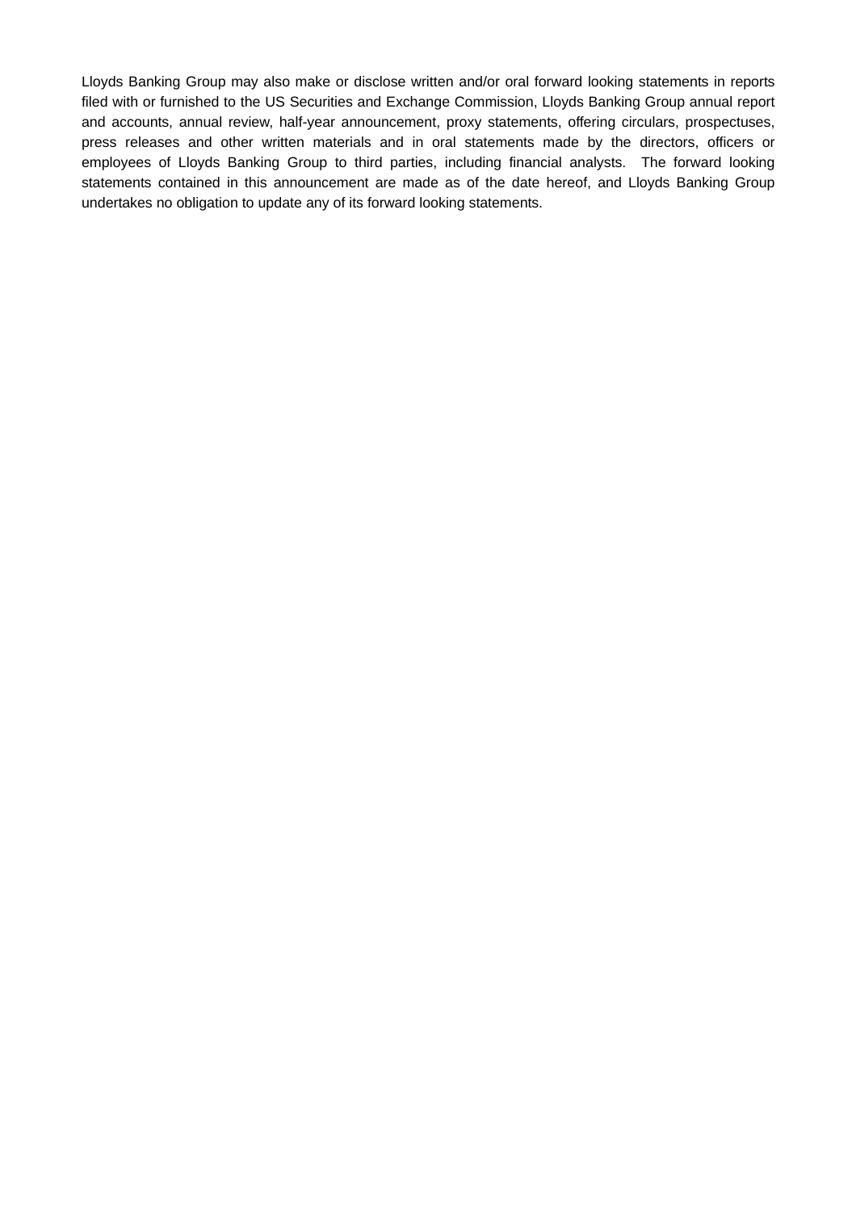Lloyds Banking Group may also make or disclose written and/or oral forward looking statements in reports filed with or furnished to the US Securities and Exchange Commission, Lloyds Banking Group annual report and accounts, annual review, half-year announcement, proxy statements, offering circulars, prospectuses, press releases and other written materials and in oral statements made by the directors, officers or employees of Lloyds Banking Group to third parties, including financial analysts. The forward looking statements contained in this announcement are made as of the date hereof, and Lloyds Banking Group undertakes no obligation to update any of its forward looking statements.